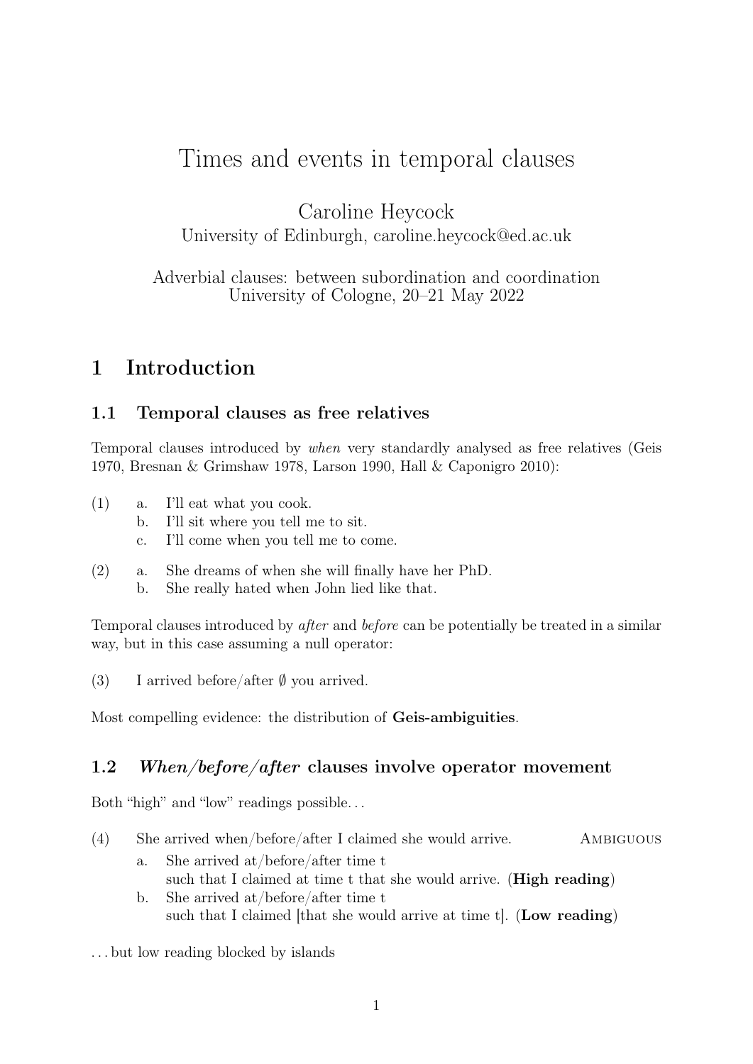# Times and events in temporal clauses

Caroline Heycock
University of Edinburgh, caroline.heycock@ed.ac.uk

Adverbial clauses: between subordination and coordination
University of Cologne, 20–21 May 2022

## 1 Introduction

### 1.1 Temporal clauses as free relatives

Temporal clauses introduced by *when* very standardly analysed as free relatives (Geis 1970, Bresnan & Grimshaw 1978, Larson 1990, Hall & Caponigro 2010):

(1) a. I'll eat what you cook.
    b. I'll sit where you tell me to sit.
    c. I'll come when you tell me to come.

(2) a. She dreams of when she will finally have her PhD.
    b. She really hated when John lied like that.

Temporal clauses introduced by *after* and *before* can be potentially be treated in a similar way, but in this case assuming a null operator:

(3) I arrived before/after ∅ you arrived.

Most compelling evidence: the distribution of **Geis-ambiguities**.

### 1.2 *When/before/after* clauses involve operator movement

Both "high" and "low" readings possible...

(4) She arrived when/before/after I claimed she would arrive. AMBIGUOUS
    a. She arrived at/before/after time t
       such that I claimed at time t that she would arrive. (**High reading**)
    b. She arrived at/before/after time t
       such that I claimed [that she would arrive at time t]. (**Low reading**)

... but low reading blocked by islands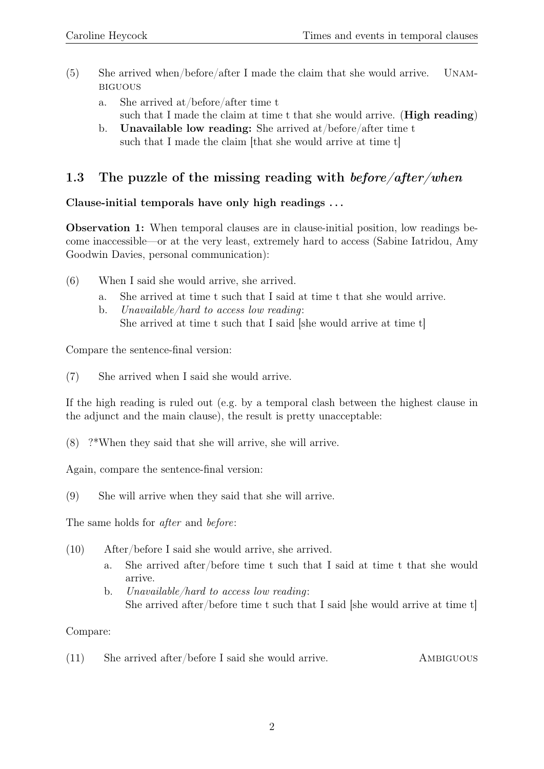(5) She arrived when/before/after I made the claim that she would arrive. UNAMBIGUOUS

  a. She arrived at/before/after time t such that I made the claim at time t that she would arrive. (**High reading**)

  b. **Unavailable low reading:** She arrived at/before/after time t such that I made the claim [that she would arrive at time t]

## 1.3 The puzzle of the missing reading with *before/after/when*

**Clause-initial temporals have only high readings . . .**

**Observation 1:** When temporal clauses are in clause-initial position, low readings become inaccessible—or at the very least, extremely hard to access (Sabine Iatridou, Amy Goodwin Davies, personal communication):

(6) When I said she would arrive, she arrived.

  a. She arrived at time t such that I said at time t that she would arrive.

  b. *Unavailable/hard to access low reading*: She arrived at time t such that I said [she would arrive at time t]

Compare the sentence-final version:

(7) She arrived when I said she would arrive.

If the high reading is ruled out (e.g. by a temporal clash between the highest clause in the adjunct and the main clause), the result is pretty unacceptable:

(8) ?*When they said that she will arrive, she will arrive.

Again, compare the sentence-final version:

(9) She will arrive when they said that she will arrive.

The same holds for *after* and *before*:

(10) After/before I said she would arrive, she arrived.

  a. She arrived after/before time t such that I said at time t that she would arrive.

  b. *Unavailable/hard to access low reading*: She arrived after/before time t such that I said [she would arrive at time t]

Compare:

(11) She arrived after/before I said she would arrive. AMBIGUOUS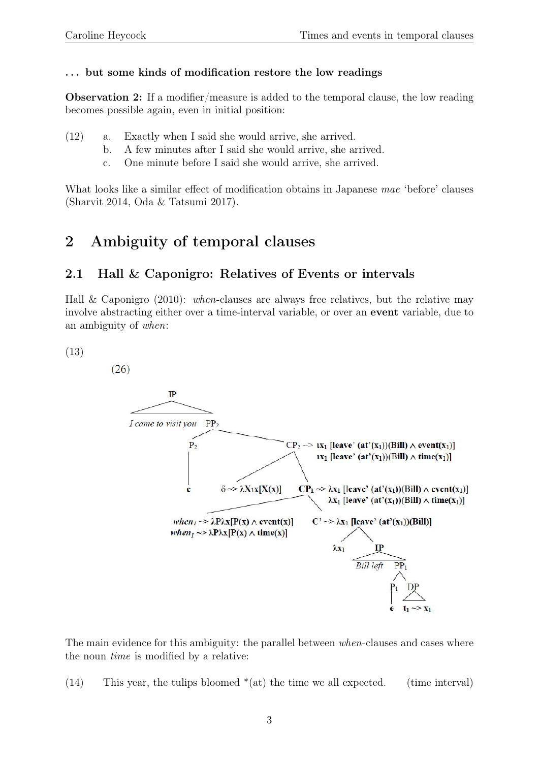**. . . but some kinds of modification restore the low readings**

**Observation 2:** If a modifier/measure is added to the temporal clause, the low reading becomes possible again, even in initial position:

(12) a. Exactly when I said she would arrive, she arrived.
  b. A few minutes after I said she would arrive, she arrived.
  c. One minute before I said she would arrive, she arrived.

What looks like a similar effect of modification obtains in Japanese *mae* 'before' clauses (Sharvit 2014, Oda & Tatsumi 2017).

## 2 Ambiguity of temporal clauses

### 2.1 Hall & Caponigro: Relatives of Events or intervals

Hall & Caponigro (2010): *when*-clauses are always free relatives, but the relative may involve abstracting either over a time-interval variable, or over an **event** variable, due to an ambiguity of *when*:

(13)

(26)

```
IP
├── I came to visit you
└── PP2
    ├── P2
    │   └── e
    └── CP2 ~> ιx1 [leave' (at'(x1))(Bill) ∧ event(x1)]
              ιx1 [leave' (at'(x1))(Bill) ∧ time(x1)]
        ├── δ ~> λXιx[X(x)]
        └── CP1 ~> λx1 [leave' (at'(x1))(Bill) ∧ event(x1)]
                   λx1 [leave' (at'(x1))(Bill) ∧ time(x1)]
            ├── when1 ~> λPλx[P(x) ∧ event(x)]
            │   when1 ~> λPλx[P(x) ∧ time(x)]
            └── C' ~> λx1 [leave' (at'(x1))(Bill)]
                ├── λx1
                └── IP
                    ├── Bill left
                    └── PP1
                        ├── P1
                        │   └── e
                        └── DP
                            └── t1 ~> x1
```

The main evidence for this ambiguity: the parallel between *when*-clauses and cases where the noun *time* is modified by a relative:

(14) This year, the tulips bloomed *(at) the time we all expected.  (time interval)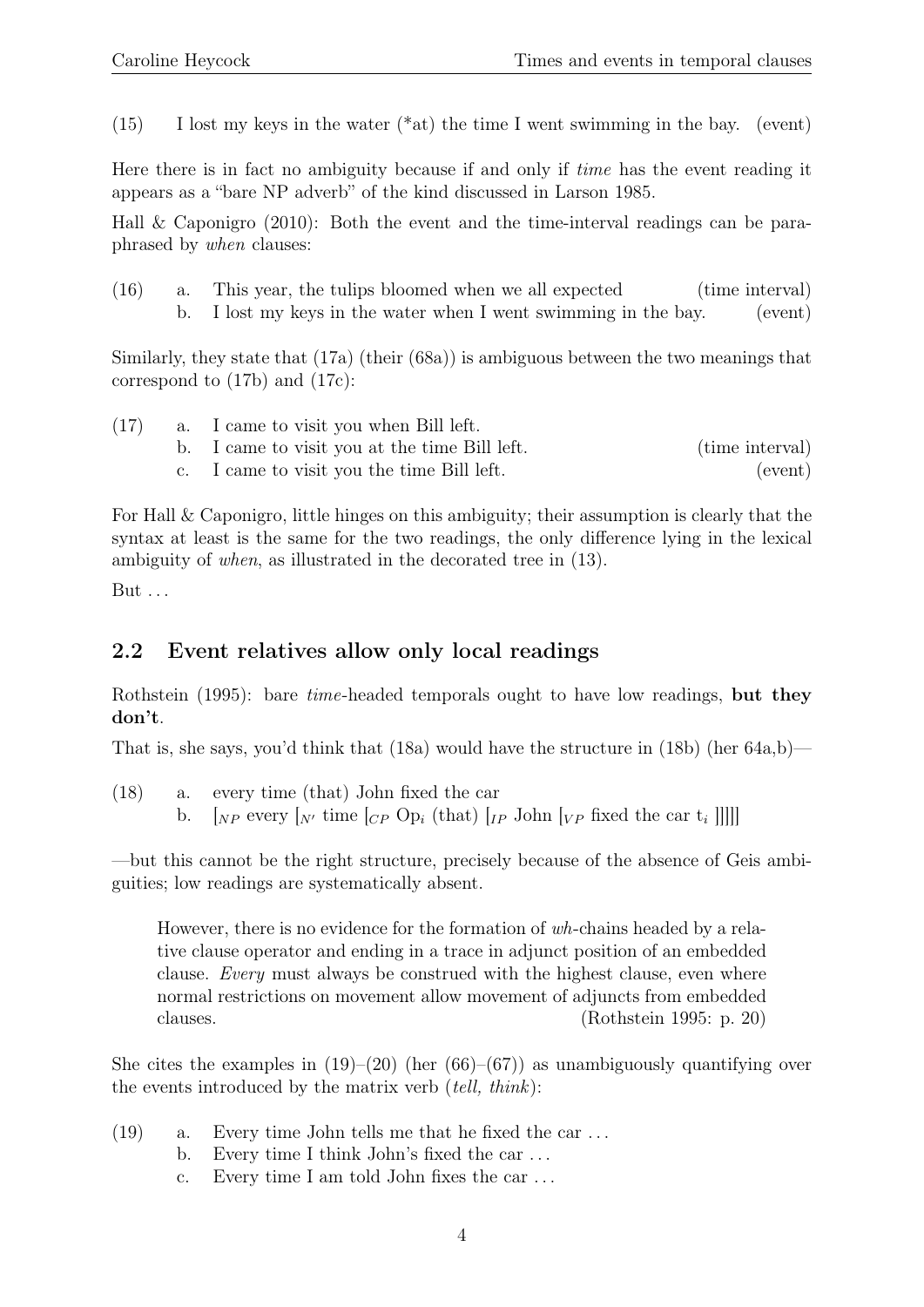(15) I lost my keys in the water (*at) the time I went swimming in the bay. (event)

Here there is in fact no ambiguity because if and only if *time* has the event reading it appears as a "bare NP adverb" of the kind discussed in Larson 1985.

Hall & Caponigro (2010): Both the event and the time-interval readings can be paraphrased by *when* clauses:

(16) a. This year, the tulips bloomed when we all expected (time interval)
b. I lost my keys in the water when I went swimming in the bay. (event)

Similarly, they state that (17a) (their (68a)) is ambiguous between the two meanings that correspond to (17b) and (17c):

(17) a. I came to visit you when Bill left.
b. I came to visit you at the time Bill left. (time interval)
c. I came to visit you the time Bill left. (event)

For Hall & Caponigro, little hinges on this ambiguity; their assumption is clearly that the syntax at least is the same for the two readings, the only difference lying in the lexical ambiguity of *when*, as illustrated in the decorated tree in (13).

But ...

## 2.2 Event relatives allow only local readings

Rothstein (1995): bare *time*-headed temporals ought to have low readings, **but they don't**.

That is, she says, you'd think that (18a) would have the structure in (18b) (her 64a,b)—

(18) a. every time (that) John fixed the car
b. $[_{NP}$ every $[_{N'}$ time $[_{CP}$ $\text{Op}_i$ (that) $[_{IP}$ John $[_{VP}$ fixed the car $t_i$ $]]]]]$

—but this cannot be the right structure, precisely because of the absence of Geis ambiguities; low readings are systematically absent.

> However, there is no evidence for the formation of *wh*-chains headed by a relative clause operator and ending in a trace in adjunct position of an embedded clause. *Every* must always be construed with the highest clause, even where normal restrictions on movement allow movement of adjuncts from embedded clauses. (Rothstein 1995: p. 20)

She cites the examples in (19)–(20) (her (66)–(67)) as unambiguously quantifying over the events introduced by the matrix verb (*tell, think*):

(19) a. Every time John tells me that he fixed the car ...
b. Every time I think John's fixed the car ...
c. Every time I am told John fixes the car ...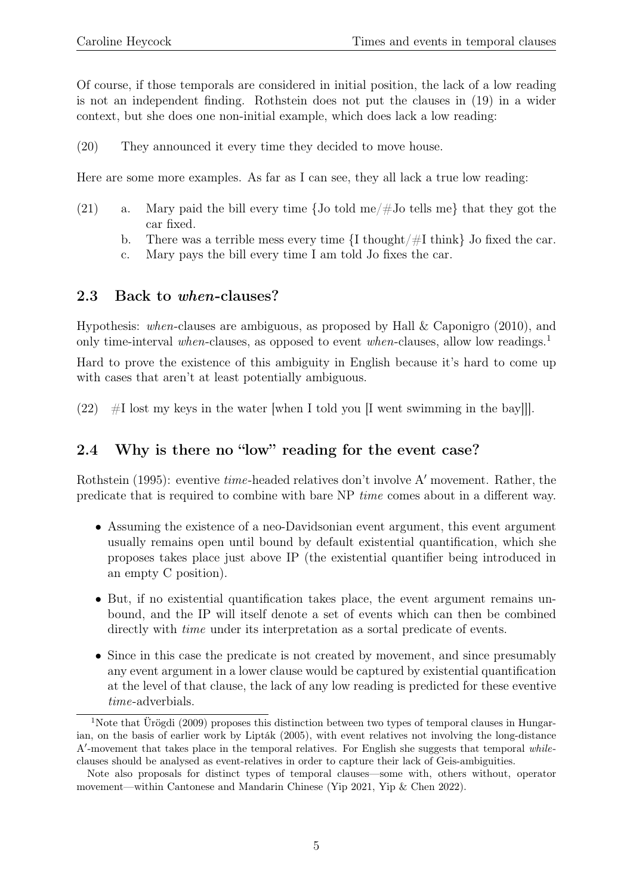Of course, if those temporals are considered in initial position, the lack of a low reading is not an independent finding. Rothstein does not put the clauses in (19) in a wider context, but she does one non-initial example, which does lack a low reading:

(20) They announced it every time they decided to move house.

Here are some more examples. As far as I can see, they all lack a true low reading:

(21)
  a. Mary paid the bill every time {Jo told me/#Jo tells me} that they got the car fixed.
  b. There was a terrible mess every time {I thought/#I think} Jo fixed the car.
  c. Mary pays the bill every time I am told Jo fixes the car.

## 2.3 Back to *when*-clauses?

Hypothesis: *when*-clauses are ambiguous, as proposed by Hall & Caponigro (2010), and only time-interval *when*-clauses, as opposed to event *when*-clauses, allow low readings.[1]

Hard to prove the existence of this ambiguity in English because it's hard to come up with cases that aren't at least potentially ambiguous.

(22) #I lost my keys in the water [when I told you [I went swimming in the bay]]].

## 2.4 Why is there no "low" reading for the event case?

Rothstein (1995): eventive *time*-headed relatives don't involve A′ movement. Rather, the predicate that is required to combine with bare NP *time* comes about in a different way.

- Assuming the existence of a neo-Davidsonian event argument, this event argument usually remains open until bound by default existential quantification, which she proposes takes place just above IP (the existential quantifier being introduced in an empty C position).
- But, if no existential quantification takes place, the event argument remains unbound, and the IP will itself denote a set of events which can then be combined directly with *time* under its interpretation as a sortal predicate of events.
- Since in this case the predicate is not created by movement, and since presumably any event argument in a lower clause would be captured by existential quantification at the level of that clause, the lack of any low reading is predicted for these eventive *time*-adverbials.

[1] Note that Ürögdi (2009) proposes this distinction between two types of temporal clauses in Hungarian, on the basis of earlier work by Lipták (2005), with event relatives not involving the long-distance A′-movement that takes place in the temporal relatives. For English she suggests that temporal *while*-clauses should be analysed as event-relatives in order to capture their lack of Geis-ambiguities.

Note also proposals for distinct types of temporal clauses—some with, others without, operator movement—within Cantonese and Mandarin Chinese (Yip 2021, Yip & Chen 2022).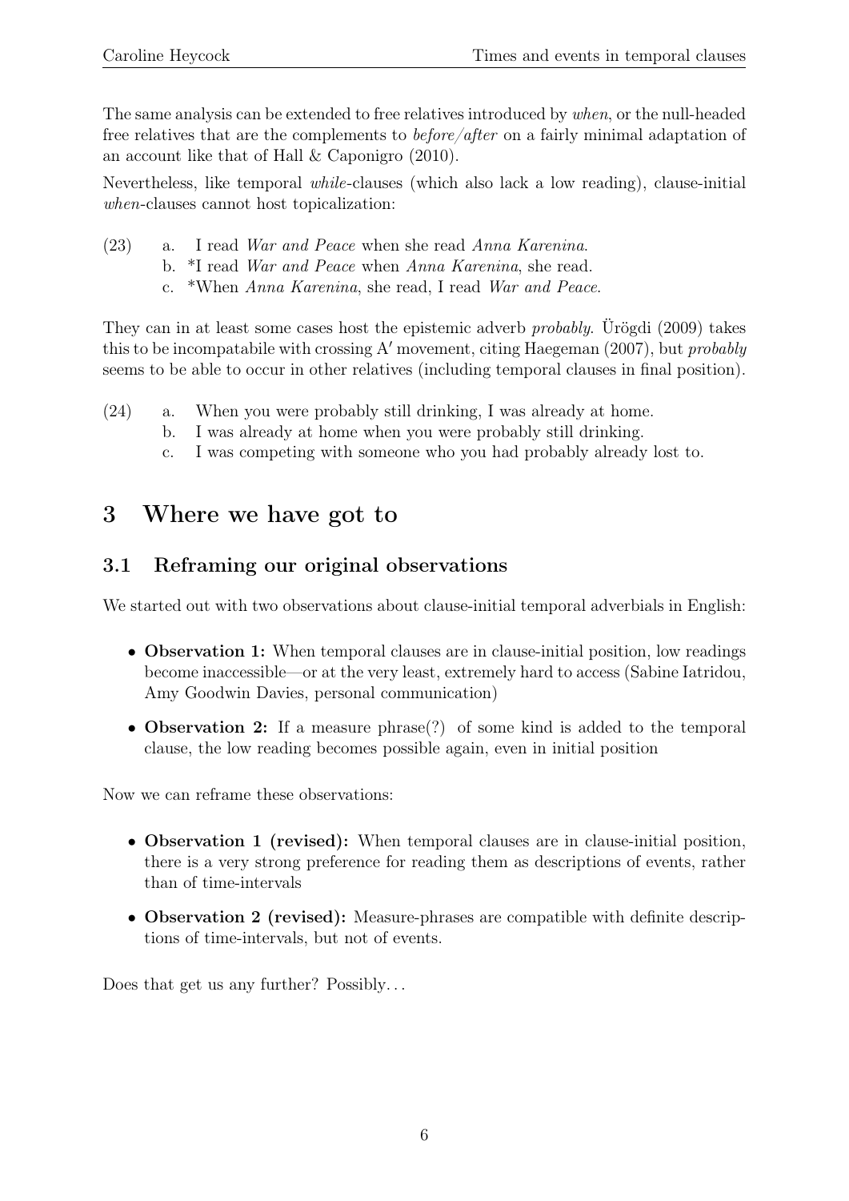The same analysis can be extended to free relatives introduced by *when*, or the null-headed free relatives that are the complements to *before/after* on a fairly minimal adaptation of an account like that of Hall & Caponigro (2010).

Nevertheless, like temporal *while*-clauses (which also lack a low reading), clause-initial *when*-clauses cannot host topicalization:

(23) a. I read *War and Peace* when she read *Anna Karenina*.
  b. *I read *War and Peace* when *Anna Karenina*, she read.
  c. *When *Anna Karenina*, she read, I read *War and Peace*.

They can in at least some cases host the epistemic adverb *probably*. Ürögdi (2009) takes this to be incompatabile with crossing A′ movement, citing Haegeman (2007), but *probably* seems to be able to occur in other relatives (including temporal clauses in final position).

(24) a. When you were probably still drinking, I was already at home.
  b. I was already at home when you were probably still drinking.
  c. I was competing with someone who you had probably already lost to.

# 3 Where we have got to

## 3.1 Reframing our original observations

We started out with two observations about clause-initial temporal adverbials in English:

- **Observation 1:** When temporal clauses are in clause-initial position, low readings become inaccessible—or at the very least, extremely hard to access (Sabine Iatridou, Amy Goodwin Davies, personal communication)
- **Observation 2:** If a measure phrase(?) of some kind is added to the temporal clause, the low reading becomes possible again, even in initial position

Now we can reframe these observations:

- **Observation 1 (revised):** When temporal clauses are in clause-initial position, there is a very strong preference for reading them as descriptions of events, rather than of time-intervals
- **Observation 2 (revised):** Measure-phrases are compatible with definite descriptions of time-intervals, but not of events.

Does that get us any further? Possibly…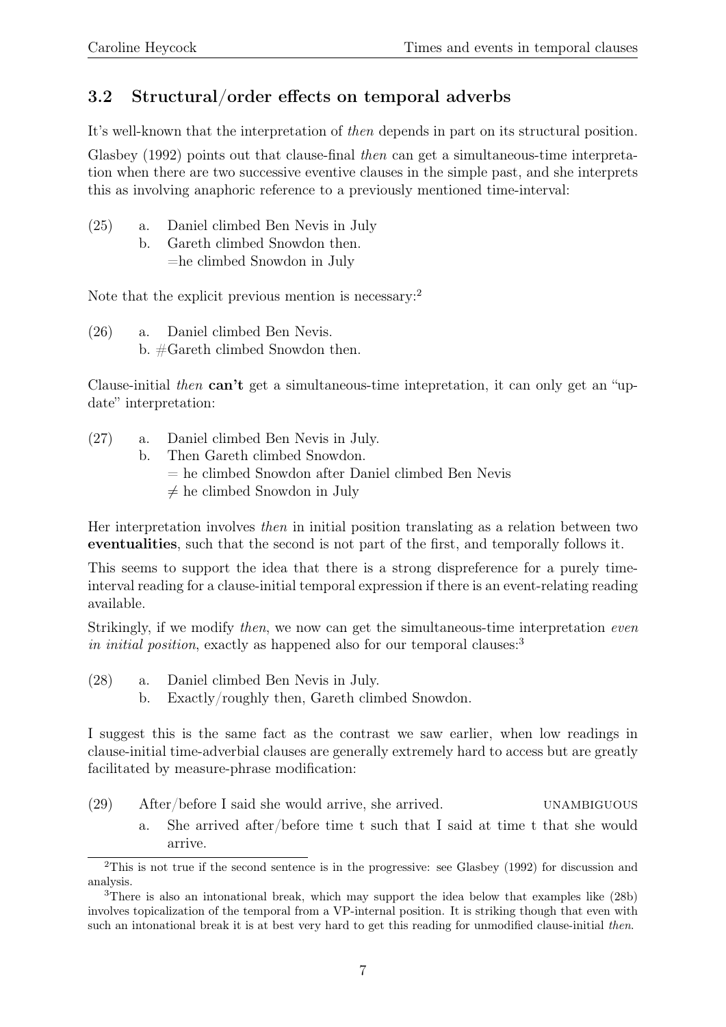## 3.2 Structural/order effects on temporal adverbs

It's well-known that the interpretation of *then* depends in part on its structural position.

Glasbey (1992) points out that clause-final *then* can get a simultaneous-time interpretation when there are two successive eventive clauses in the simple past, and she interprets this as involving anaphoric reference to a previously mentioned time-interval:

(25) a. Daniel climbed Ben Nevis in July
 b. Gareth climbed Snowdon then.
  =he climbed Snowdon in July

Note that the explicit previous mention is necessary:[2]

(26) a. Daniel climbed Ben Nevis.
 b. #Gareth climbed Snowdon then.

Clause-initial *then* **can't** get a simultaneous-time intepretation, it can only get an "update" interpretation:

(27) a. Daniel climbed Ben Nevis in July.
 b. Then Gareth climbed Snowdon.
  = he climbed Snowdon after Daniel climbed Ben Nevis
  ≠ he climbed Snowdon in July

Her interpretation involves *then* in initial position translating as a relation between two **eventualities**, such that the second is not part of the first, and temporally follows it.

This seems to support the idea that there is a strong dispreference for a purely time-interval reading for a clause-initial temporal expression if there is an event-relating reading available.

Strikingly, if we modify *then*, we now can get the simultaneous-time interpretation *even in initial position*, exactly as happened also for our temporal clauses:[3]

(28) a. Daniel climbed Ben Nevis in July.
 b. Exactly/roughly then, Gareth climbed Snowdon.

I suggest this is the same fact as the contrast we saw earlier, when low readings in clause-initial time-adverbial clauses are generally extremely hard to access but are greatly facilitated by measure-phrase modification:

(29) After/before I said she would arrive, she arrived. UNAMBIGUOUS
 a. She arrived after/before time t such that I said at time t that she would arrive.

---

[2] This is not true if the second sentence is in the progressive: see Glasbey (1992) for discussion and analysis.

[3] There is also an intonational break, which may support the idea below that examples like (28b) involves topicalization of the temporal from a VP-internal position. It is striking though that even with such an intonational break it is at best very hard to get this reading for unmodified clause-initial *then*.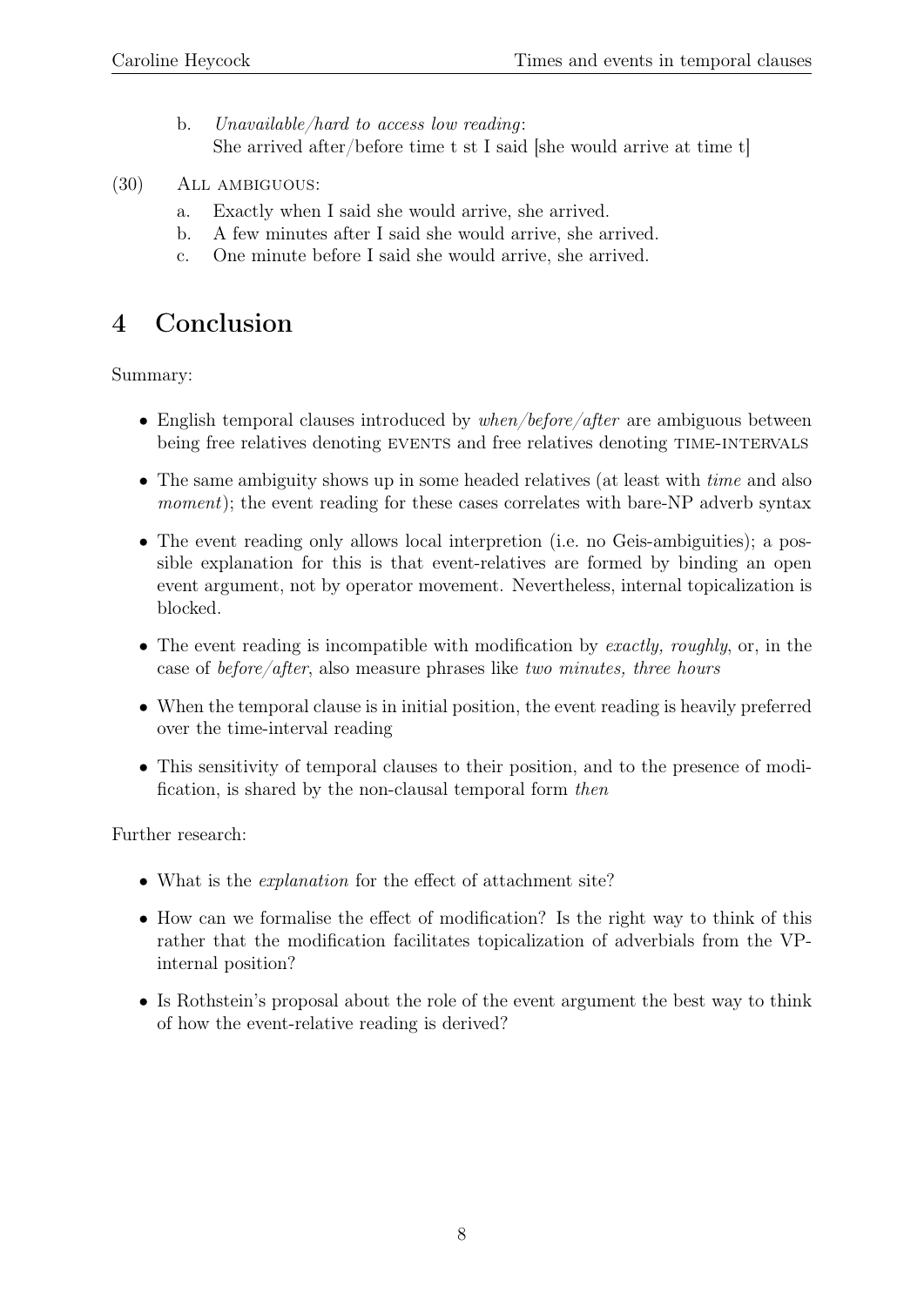b. *Unavailable/hard to access low reading*:
   She arrived after/before time t st I said [she would arrive at time t]

(30) ALL AMBIGUOUS:

a. Exactly when I said she would arrive, she arrived.
b. A few minutes after I said she would arrive, she arrived.
c. One minute before I said she would arrive, she arrived.

# 4 Conclusion

Summary:

- English temporal clauses introduced by *when/before/after* are ambiguous between being free relatives denoting EVENTS and free relatives denoting TIME-INTERVALS
- The same ambiguity shows up in some headed relatives (at least with *time* and also *moment*); the event reading for these cases correlates with bare-NP adverb syntax
- The event reading only allows local interpretion (i.e. no Geis-ambiguities); a possible explanation for this is that event-relatives are formed by binding an open event argument, not by operator movement. Nevertheless, internal topicalization is blocked.
- The event reading is incompatible with modification by *exactly, roughly*, or, in the case of *before/after*, also measure phrases like *two minutes, three hours*
- When the temporal clause is in initial position, the event reading is heavily preferred over the time-interval reading
- This sensitivity of temporal clauses to their position, and to the presence of modification, is shared by the non-clausal temporal form *then*

Further research:

- What is the *explanation* for the effect of attachment site?
- How can we formalise the effect of modification? Is the right way to think of this rather that the modification facilitates topicalization of adverbials from the VP-internal position?
- Is Rothstein's proposal about the role of the event argument the best way to think of how the event-relative reading is derived?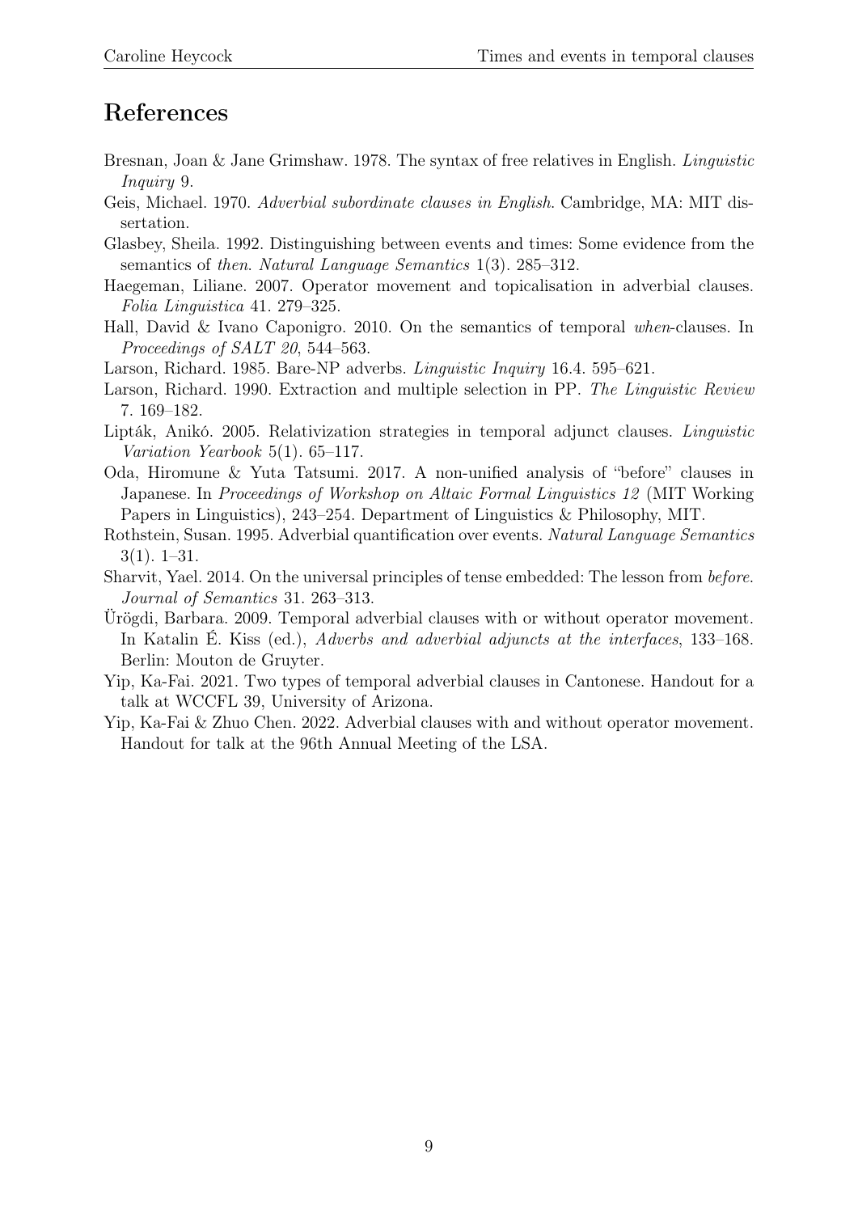## References

Bresnan, Joan & Jane Grimshaw. 1978. The syntax of free relatives in English. *Linguistic Inquiry* 9.

Geis, Michael. 1970. *Adverbial subordinate clauses in English*. Cambridge, MA: MIT dissertation.

Glasbey, Sheila. 1992. Distinguishing between events and times: Some evidence from the semantics of *then*. *Natural Language Semantics* 1(3). 285–312.

Haegeman, Liliane. 2007. Operator movement and topicalisation in adverbial clauses. *Folia Linguistica* 41. 279–325.

Hall, David & Ivano Caponigro. 2010. On the semantics of temporal *when*-clauses. In *Proceedings of SALT 20*, 544–563.

Larson, Richard. 1985. Bare-NP adverbs. *Linguistic Inquiry* 16.4. 595–621.

Larson, Richard. 1990. Extraction and multiple selection in PP. *The Linguistic Review* 7. 169–182.

Lipták, Anikó. 2005. Relativization strategies in temporal adjunct clauses. *Linguistic Variation Yearbook* 5(1). 65–117.

Oda, Hiromune & Yuta Tatsumi. 2017. A non-unified analysis of "before" clauses in Japanese. In *Proceedings of Workshop on Altaic Formal Linguistics 12* (MIT Working Papers in Linguistics), 243–254. Department of Linguistics & Philosophy, MIT.

Rothstein, Susan. 1995. Adverbial quantification over events. *Natural Language Semantics* 3(1). 1–31.

Sharvit, Yael. 2014. On the universal principles of tense embedded: The lesson from *before*. *Journal of Semantics* 31. 263–313.

Ürögdi, Barbara. 2009. Temporal adverbial clauses with or without operator movement. In Katalin É. Kiss (ed.), *Adverbs and adverbial adjuncts at the interfaces*, 133–168. Berlin: Mouton de Gruyter.

Yip, Ka-Fai. 2021. Two types of temporal adverbial clauses in Cantonese. Handout for a talk at WCCFL 39, University of Arizona.

Yip, Ka-Fai & Zhuo Chen. 2022. Adverbial clauses with and without operator movement. Handout for talk at the 96th Annual Meeting of the LSA.